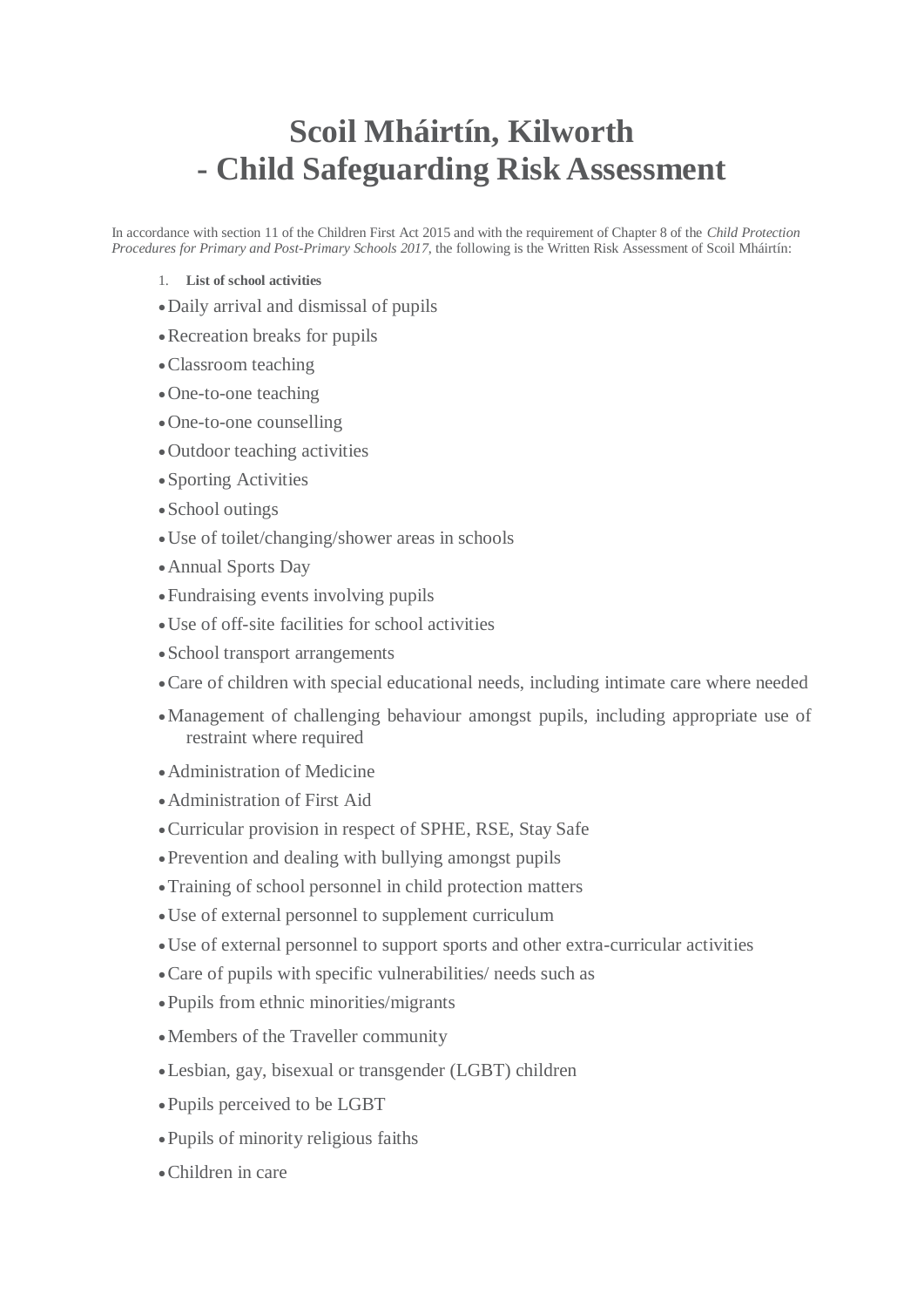# Scoil Mháirtín, Kilworth
# - Child Safeguarding Risk Assessment

In accordance with section 11 of the Children First Act 2015 and with the requirement of Chapter 8 of the *Child Protection Procedures for Primary and Post-Primary Schools 2017*, the following is the Written Risk Assessment of Scoil Mháirtín:

1. **List of school activities**

- Daily arrival and dismissal of pupils
- Recreation breaks for pupils
- Classroom teaching
- One-to-one teaching
- One-to-one counselling
- Outdoor teaching activities
- Sporting Activities
- School outings
- Use of toilet/changing/shower areas in schools
- Annual Sports Day
- Fundraising events involving pupils
- Use of off-site facilities for school activities
- School transport arrangements
- Care of children with special educational needs, including intimate care where needed
- Management of challenging behaviour amongst pupils, including appropriate use of restraint where required
- Administration of Medicine
- Administration of First Aid
- Curricular provision in respect of SPHE, RSE, Stay Safe
- Prevention and dealing with bullying amongst pupils
- Training of school personnel in child protection matters
- Use of external personnel to supplement curriculum
- Use of external personnel to support sports and other extra-curricular activities
- Care of pupils with specific vulnerabilities/ needs such as
- Pupils from ethnic minorities/migrants
- Members of the Traveller community
- Lesbian, gay, bisexual or transgender (LGBT) children
- Pupils perceived to be LGBT
- Pupils of minority religious faiths
- Children in care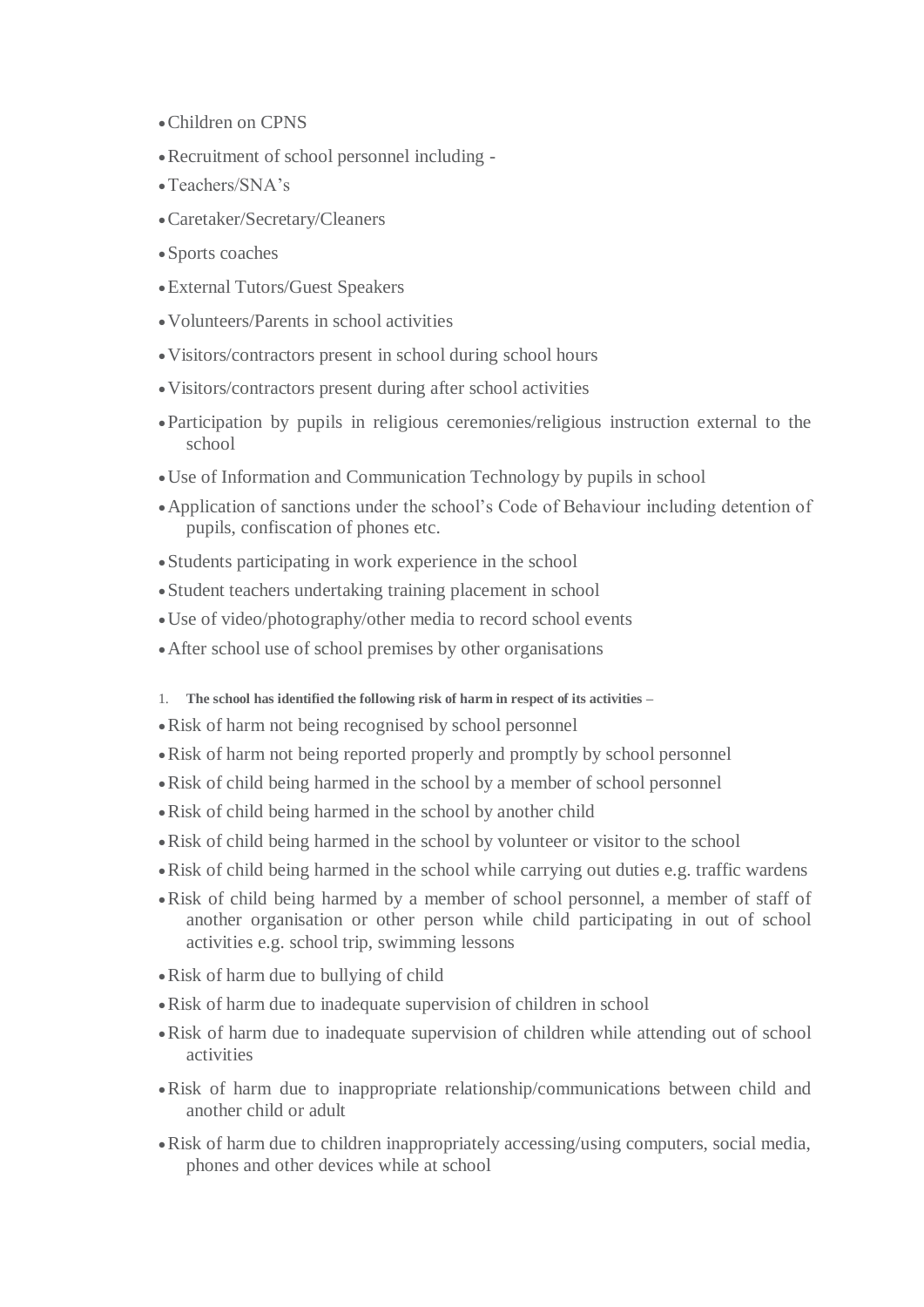- Children on CPNS
- Recruitment of school personnel including -
- Teachers/SNA's
- Caretaker/Secretary/Cleaners
- Sports coaches
- External Tutors/Guest Speakers
- Volunteers/Parents in school activities
- Visitors/contractors present in school during school hours
- Visitors/contractors present during after school activities
- Participation by pupils in religious ceremonies/religious instruction external to the school
- Use of Information and Communication Technology by pupils in school
- Application of sanctions under the school's Code of Behaviour including detention of pupils, confiscation of phones etc.
- Students participating in work experience in the school
- Student teachers undertaking training placement in school
- Use of video/photography/other media to record school events
- After school use of school premises by other organisations

1. **The school has identified the following risk of harm in respect of its activities –**

- Risk of harm not being recognised by school personnel
- Risk of harm not being reported properly and promptly by school personnel
- Risk of child being harmed in the school by a member of school personnel
- Risk of child being harmed in the school by another child
- Risk of child being harmed in the school by volunteer or visitor to the school
- Risk of child being harmed in the school while carrying out duties e.g. traffic wardens
- Risk of child being harmed by a member of school personnel, a member of staff of another organisation or other person while child participating in out of school activities e.g. school trip, swimming lessons
- Risk of harm due to bullying of child
- Risk of harm due to inadequate supervision of children in school
- Risk of harm due to inadequate supervision of children while attending out of school activities
- Risk of harm due to inappropriate relationship/communications between child and another child or adult
- Risk of harm due to children inappropriately accessing/using computers, social media, phones and other devices while at school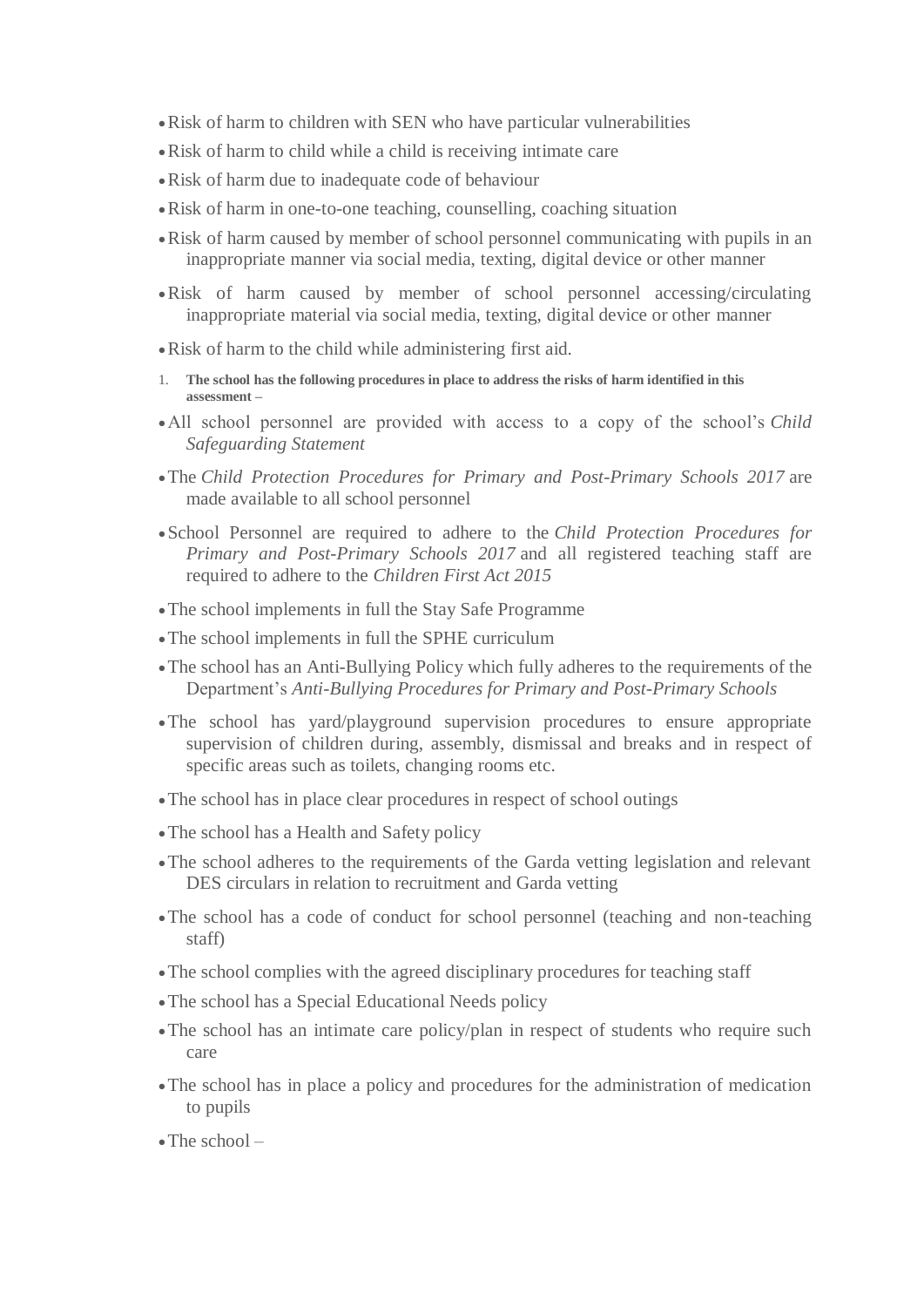- Risk of harm to children with SEN who have particular vulnerabilities
- Risk of harm to child while a child is receiving intimate care
- Risk of harm due to inadequate code of behaviour
- Risk of harm in one-to-one teaching, counselling, coaching situation
- Risk of harm caused by member of school personnel communicating with pupils in an inappropriate manner via social media, texting, digital device or other manner
- Risk of harm caused by member of school personnel accessing/circulating inappropriate material via social media, texting, digital device or other manner
- Risk of harm to the child while administering first aid.

1. **The school has the following procedures in place to address the risks of harm identified in this assessment –**

- All school personnel are provided with access to a copy of the school's *Child Safeguarding Statement*
- The *Child Protection Procedures for Primary and Post-Primary Schools 2017* are made available to all school personnel
- School Personnel are required to adhere to the *Child Protection Procedures for Primary and Post-Primary Schools 2017* and all registered teaching staff are required to adhere to the *Children First Act 2015*
- The school implements in full the Stay Safe Programme
- The school implements in full the SPHE curriculum
- The school has an Anti-Bullying Policy which fully adheres to the requirements of the Department's *Anti-Bullying Procedures for Primary and Post-Primary Schools*
- The school has yard/playground supervision procedures to ensure appropriate supervision of children during, assembly, dismissal and breaks and in respect of specific areas such as toilets, changing rooms etc.
- The school has in place clear procedures in respect of school outings
- The school has a Health and Safety policy
- The school adheres to the requirements of the Garda vetting legislation and relevant DES circulars in relation to recruitment and Garda vetting
- The school has a code of conduct for school personnel (teaching and non-teaching staff)
- The school complies with the agreed disciplinary procedures for teaching staff
- The school has a Special Educational Needs policy
- The school has an intimate care policy/plan in respect of students who require such care
- The school has in place a policy and procedures for the administration of medication to pupils
- The school –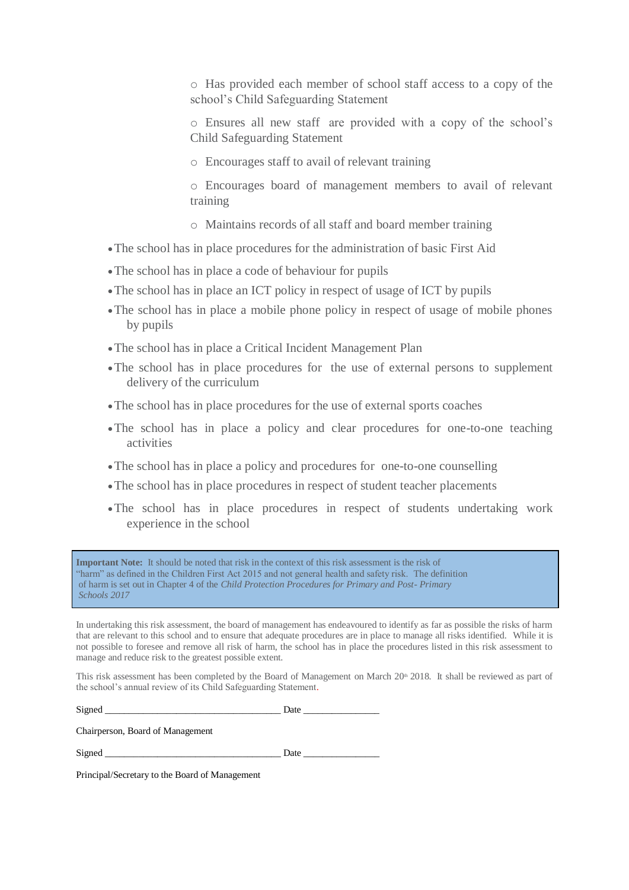- Has provided each member of school staff access to a copy of the school's Child Safeguarding Statement
    - Ensures all new staff are provided with a copy of the school's Child Safeguarding Statement
    - Encourages staff to avail of relevant training
    - Encourages board of management members to avail of relevant training
    - Maintains records of all staff and board member training

- The school has in place procedures for the administration of basic First Aid
- The school has in place a code of behaviour for pupils
- The school has in place an ICT policy in respect of usage of ICT by pupils
- The school has in place a mobile phone policy in respect of usage of mobile phones by pupils
- The school has in place a Critical Incident Management Plan
- The school has in place procedures for the use of external persons to supplement delivery of the curriculum
- The school has in place procedures for the use of external sports coaches
- The school has in place a policy and clear procedures for one-to-one teaching activities
- The school has in place a policy and procedures for one-to-one counselling
- The school has in place procedures in respect of student teacher placements
- The school has in place procedures in respect of students undertaking work experience in the school

> **Important Note:** It should be noted that risk in the context of this risk assessment is the risk of "harm" as defined in the Children First Act 2015 and not general health and safety risk. The definition of harm is set out in Chapter 4 of the *Child Protection Procedures for Primary and Post- Primary Schools 2017*

In undertaking this risk assessment, the board of management has endeavoured to identify as far as possible the risks of harm that are relevant to this school and to ensure that adequate procedures are in place to manage all risks identified. While it is not possible to foresee and remove all risk of harm, the school has in place the procedures listed in this risk assessment to manage and reduce risk to the greatest possible extent.

This risk assessment has been completed by the Board of Management on March 20th 2018. It shall be reviewed as part of the school's annual review of its Child Safeguarding Statement.

Signed ___________________________________ Date _______________

Chairperson, Board of Management

Signed ___________________________________ Date _______________

Principal/Secretary to the Board of Management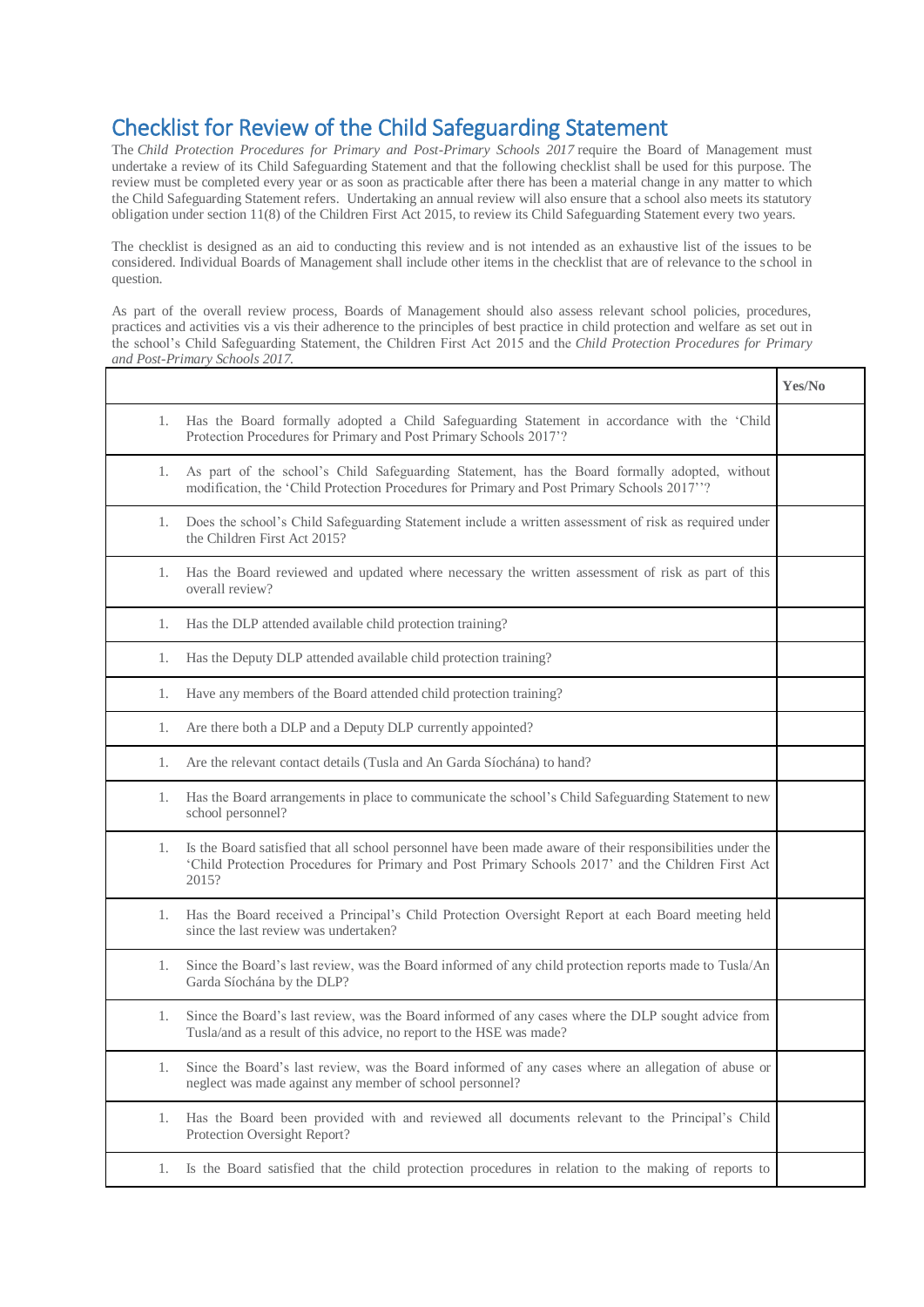# Checklist for Review of the Child Safeguarding Statement

The *Child Protection Procedures for Primary and Post-Primary Schools 2017* require the Board of Management must undertake a review of its Child Safeguarding Statement and that the following checklist shall be used for this purpose. The review must be completed every year or as soon as practicable after there has been a material change in any matter to which the Child Safeguarding Statement refers. Undertaking an annual review will also ensure that a school also meets its statutory obligation under section 11(8) of the Children First Act 2015, to review its Child Safeguarding Statement every two years.

The checklist is designed as an aid to conducting this review and is not intended as an exhaustive list of the issues to be considered. Individual Boards of Management shall include other items in the checklist that are of relevance to the school in question.

As part of the overall review process, Boards of Management should also assess relevant school policies, procedures, practices and activities vis a vis their adherence to the principles of best practice in child protection and welfare as set out in the school's Child Safeguarding Statement, the Children First Act 2015 and the *Child Protection Procedures for Primary and Post-Primary Schools 2017.*

| | **Yes/No** |
|---|---|
| 1. Has the Board formally adopted a Child Safeguarding Statement in accordance with the 'Child Protection Procedures for Primary and Post Primary Schools 2017'? | |
| 1. As part of the school's Child Safeguarding Statement, has the Board formally adopted, without modification, the 'Child Protection Procedures for Primary and Post Primary Schools 2017''? | |
| 1. Does the school's Child Safeguarding Statement include a written assessment of risk as required under the Children First Act 2015? | |
| 1. Has the Board reviewed and updated where necessary the written assessment of risk as part of this overall review? | |
| 1. Has the DLP attended available child protection training? | |
| 1. Has the Deputy DLP attended available child protection training? | |
| 1. Have any members of the Board attended child protection training? | |
| 1. Are there both a DLP and a Deputy DLP currently appointed? | |
| 1. Are the relevant contact details (Tusla and An Garda Síochána) to hand? | |
| 1. Has the Board arrangements in place to communicate the school's Child Safeguarding Statement to new school personnel? | |
| 1. Is the Board satisfied that all school personnel have been made aware of their responsibilities under the 'Child Protection Procedures for Primary and Post Primary Schools 2017' and the Children First Act 2015? | |
| 1. Has the Board received a Principal's Child Protection Oversight Report at each Board meeting held since the last review was undertaken? | |
| 1. Since the Board's last review, was the Board informed of any child protection reports made to Tusla/An Garda Síochána by the DLP? | |
| 1. Since the Board's last review, was the Board informed of any cases where the DLP sought advice from Tusla/and as a result of this advice, no report to the HSE was made? | |
| 1. Since the Board's last review, was the Board informed of any cases where an allegation of abuse or neglect was made against any member of school personnel? | |
| 1. Has the Board been provided with and reviewed all documents relevant to the Principal's Child Protection Oversight Report? | |
| 1. Is the Board satisfied that the child protection procedures in relation to the making of reports to | |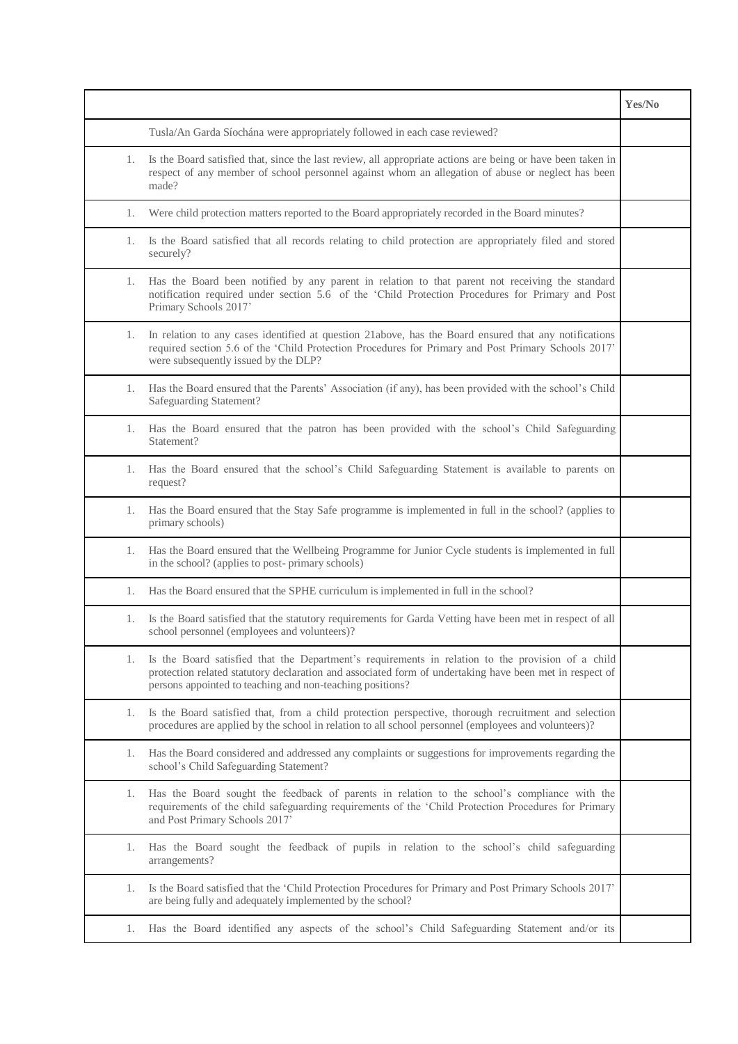| | | Yes/No |
|---|---|---|
| | Tusla/An Garda Síochána were appropriately followed in each case reviewed? | |
| 1. | Is the Board satisfied that, since the last review, all appropriate actions are being or have been taken in respect of any member of school personnel against whom an allegation of abuse or neglect has been made? | |
| 1. | Were child protection matters reported to the Board appropriately recorded in the Board minutes? | |
| 1. | Is the Board satisfied that all records relating to child protection are appropriately filed and stored securely? | |
| 1. | Has the Board been notified by any parent in relation to that parent not receiving the standard notification required under section 5.6 of the 'Child Protection Procedures for Primary and Post Primary Schools 2017' | |
| 1. | In relation to any cases identified at question 21above, has the Board ensured that any notifications required section 5.6 of the 'Child Protection Procedures for Primary and Post Primary Schools 2017' were subsequently issued by the DLP? | |
| 1. | Has the Board ensured that the Parents' Association (if any), has been provided with the school's Child Safeguarding Statement? | |
| 1. | Has the Board ensured that the patron has been provided with the school's Child Safeguarding Statement? | |
| 1. | Has the Board ensured that the school's Child Safeguarding Statement is available to parents on request? | |
| 1. | Has the Board ensured that the Stay Safe programme is implemented in full in the school? (applies to primary schools) | |
| 1. | Has the Board ensured that the Wellbeing Programme for Junior Cycle students is implemented in full in the school? (applies to post- primary schools) | |
| 1. | Has the Board ensured that the SPHE curriculum is implemented in full in the school? | |
| 1. | Is the Board satisfied that the statutory requirements for Garda Vetting have been met in respect of all school personnel (employees and volunteers)? | |
| 1. | Is the Board satisfied that the Department's requirements in relation to the provision of a child protection related statutory declaration and associated form of undertaking have been met in respect of persons appointed to teaching and non-teaching positions? | |
| 1. | Is the Board satisfied that, from a child protection perspective, thorough recruitment and selection procedures are applied by the school in relation to all school personnel (employees and volunteers)? | |
| 1. | Has the Board considered and addressed any complaints or suggestions for improvements regarding the school's Child Safeguarding Statement? | |
| 1. | Has the Board sought the feedback of parents in relation to the school's compliance with the requirements of the child safeguarding requirements of the 'Child Protection Procedures for Primary and Post Primary Schools 2017' | |
| 1. | Has the Board sought the feedback of pupils in relation to the school's child safeguarding arrangements? | |
| 1. | Is the Board satisfied that the 'Child Protection Procedures for Primary and Post Primary Schools 2017' are being fully and adequately implemented by the school? | |
| 1. | Has the Board identified any aspects of the school's Child Safeguarding Statement and/or its | |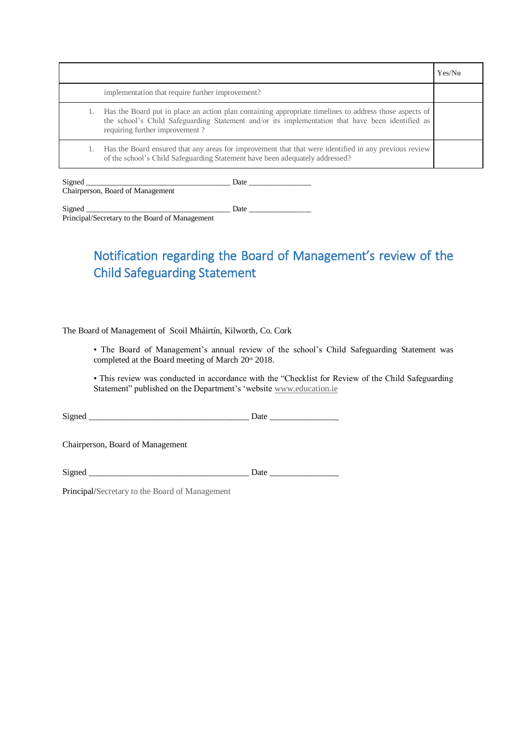| | Yes/No |
|---|---|
| implementation that require further improvement? | |
| 1. Has the Board put in place an action plan containing appropriate timelines to address those aspects of the school's Child Safeguarding Statement and/or its implementation that have been identified as requiring further improvement ? | |
| 1. Has the Board ensured that any areas for improvement that that were identified in any previous review of the school's Child Safeguarding Statement have been adequately addressed? | |

Signed ____________________________________ Date _______________
Chairperson, Board of Management

Signed ____________________________________ Date _______________
Principal/Secretary to the Board of Management

## Notification regarding the Board of Management's review of the Child Safeguarding Statement

The Board of Management of Scoil Mháirtín, Kilworth, Co. Cork

• The Board of Management's annual review of the school's Child Safeguarding Statement was completed at the Board meeting of March 20th 2018.

• This review was conducted in accordance with the "Checklist for Review of the Child Safeguarding Statement" published on the Department's 'website www.education.ie

Signed ____________________________________ Date _______________

Chairperson, Board of Management

Signed ____________________________________ Date _______________

Principal/Secretary to the Board of Management